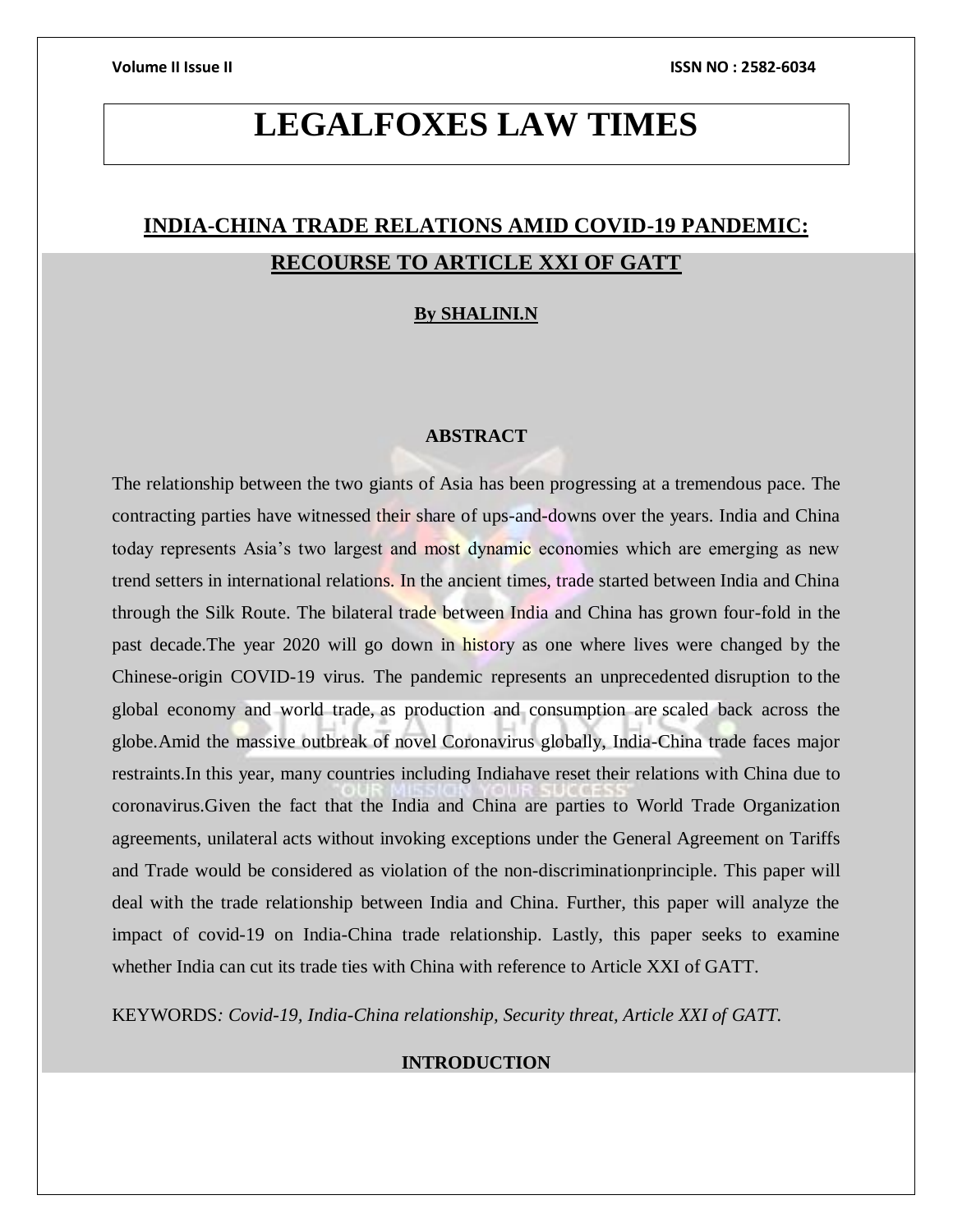# LEGALFOXES LAW TIMES

## INDIA-CHINA TRADE RELATIONS AMID COVID-19 PANDEMIC: RECOURSE TO ARTICLE XXI OF GATT

**By SHALINI.N**

### ABSTRACT

The relationship between the two giants of Asia has been progressing at a tremendous pace. The contracting parties have witnessed their share of ups-and-downs over the years. India and China today represents Asia's two largest and most dynamic economies which are emerging as new trend setters in international relations. In the ancient times, trade started between India and China through the Silk Route. The bilateral trade between India and China has grown four-fold in the past decade.The year 2020 will go down in history as one where lives were changed by the Chinese-origin COVID-19 virus. The pandemic represents an unprecedented disruption to the global economy and world trade, as production and consumption are scaled back across the globe.Amid the massive outbreak of novel Coronavirus globally, India-China trade faces major restraints.In this year, many countries including Indiahave reset their relations with China due to coronavirus.Given the fact that the India and China are parties to World Trade Organization agreements, unilateral acts without invoking exceptions under the General Agreement on Tariffs and Trade would be considered as violation of the non-discriminationprinciple. This paper will deal with the trade relationship between India and China. Further, this paper will analyze the impact of covid-19 on India-China trade relationship. Lastly, this paper seeks to examine whether India can cut its trade ties with China with reference to Article XXI of GATT.

KEYWORDS*: Covid-19, India-China relationship, Security threat, Article XXI of GATT.*

### INTRODUCTION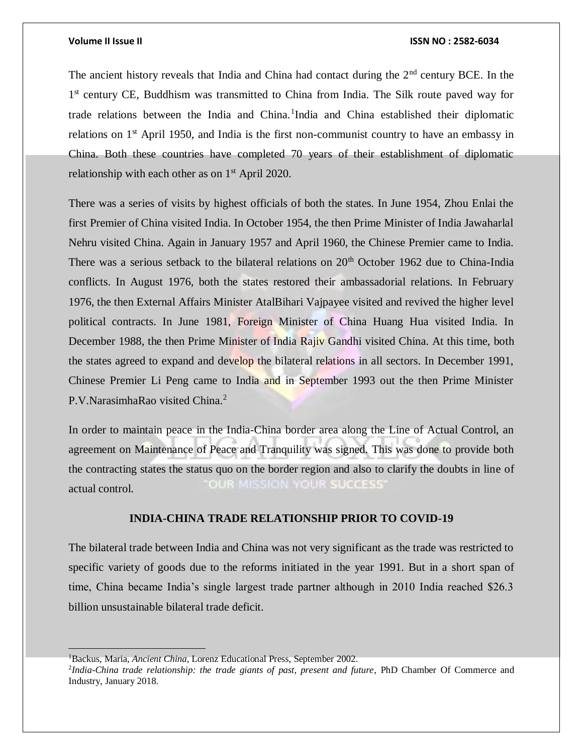The ancient history reveals that India and China had contact during the 2nd century BCE. In the 1st century CE, Buddhism was transmitted to China from India. The Silk route paved way for trade relations between the India and China.[1]India and China established their diplomatic relations on 1st April 1950, and India is the first non-communist country to have an embassy in China. Both these countries have completed 70 years of their establishment of diplomatic relationship with each other as on 1st April 2020.

There was a series of visits by highest officials of both the states. In June 1954, Zhou Enlai the first Premier of China visited India. In October 1954, the then Prime Minister of India Jawaharlal Nehru visited China. Again in January 1957 and April 1960, the Chinese Premier came to India. There was a serious setback to the bilateral relations on 20th October 1962 due to China-India conflicts. In August 1976, both the states restored their ambassadorial relations. In February 1976, the then External Affairs Minister AtalBihari Vajpayee visited and revived the higher level political contracts. In June 1981, Foreign Minister of China Huang Hua visited India. In December 1988, the then Prime Minister of India Rajiv Gandhi visited China. At this time, both the states agreed to expand and develop the bilateral relations in all sectors. In December 1991, Chinese Premier Li Peng came to India and in September 1993 out the then Prime Minister P.V.NarasimhaRao visited China.[2]

In order to maintain peace in the India-China border area along the Line of Actual Control, an agreement on Maintenance of Peace and Tranquility was signed. This was done to provide both the contracting states the status quo on the border region and also to clarify the doubts in line of actual control.

## INDIA-CHINA TRADE RELATIONSHIP PRIOR TO COVID-19

The bilateral trade between India and China was not very significant as the trade was restricted to specific variety of goods due to the reforms initiated in the year 1991. But in a short span of time, China became India's single largest trade partner although in 2010 India reached $26.3 billion unsustainable bilateral trade deficit.

---

[1]Backus, Maria, *Ancient China*, Lorenz Educational Press, September 2002.

[2]*India-China trade relationship: the trade giants of past, present and future*, PhD Chamber Of Commerce and Industry, January 2018.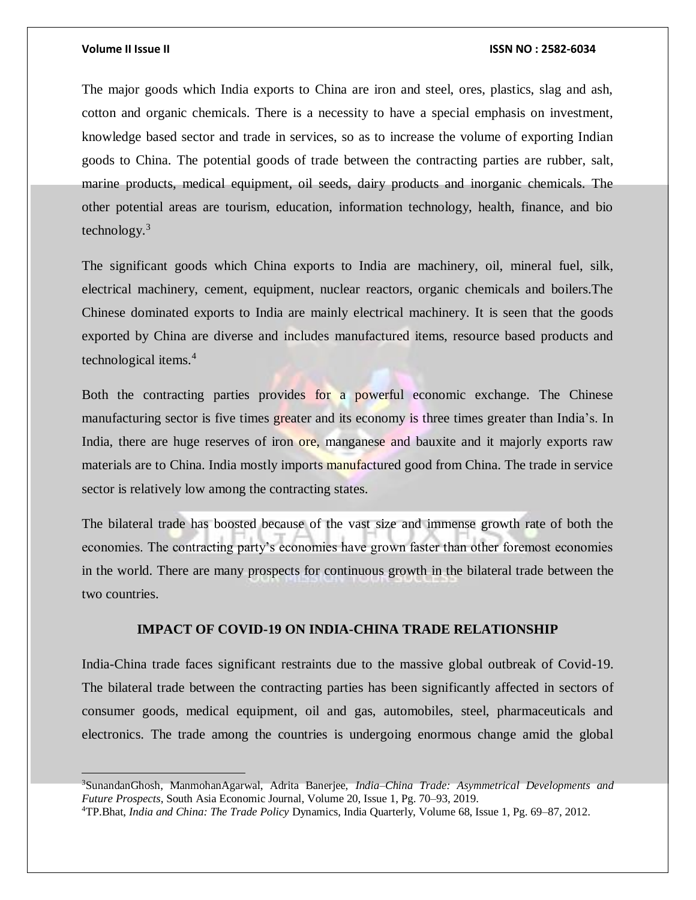The major goods which India exports to China are iron and steel, ores, plastics, slag and ash, cotton and organic chemicals. There is a necessity to have a special emphasis on investment, knowledge based sector and trade in services, so as to increase the volume of exporting Indian goods to China. The potential goods of trade between the contracting parties are rubber, salt, marine products, medical equipment, oil seeds, dairy products and inorganic chemicals. The other potential areas are tourism, education, information technology, health, finance, and bio technology.[3]

The significant goods which China exports to India are machinery, oil, mineral fuel, silk, electrical machinery, cement, equipment, nuclear reactors, organic chemicals and boilers.The Chinese dominated exports to India are mainly electrical machinery. It is seen that the goods exported by China are diverse and includes manufactured items, resource based products and technological items.[4]

Both the contracting parties provides for a powerful economic exchange. The Chinese manufacturing sector is five times greater and its economy is three times greater than India's. In India, there are huge reserves of iron ore, manganese and bauxite and it majorly exports raw materials are to China. India mostly imports manufactured good from China. The trade in service sector is relatively low among the contracting states.

The bilateral trade has boosted because of the vast size and immense growth rate of both the economies. The contracting party's economies have grown faster than other foremost economies in the world. There are many prospects for continuous growth in the bilateral trade between the two countries.

## IMPACT OF COVID-19 ON INDIA-CHINA TRADE RELATIONSHIP

India-China trade faces significant restraints due to the massive global outbreak of Covid-19. The bilateral trade between the contracting parties has been significantly affected in sectors of consumer goods, medical equipment, oil and gas, automobiles, steel, pharmaceuticals and electronics. The trade among the countries is undergoing enormous change amid the global

---

[3] SunandanGhosh, ManmohanAgarwal, Adrita Banerjee, *India–China Trade: Asymmetrical Developments and Future Prospects*, South Asia Economic Journal, Volume 20, Issue 1, Pg. 70–93, 2019.

[4] TP.Bhat, *India and China: The Trade Policy* Dynamics, India Quarterly, Volume 68, Issue 1, Pg. 69–87, 2012.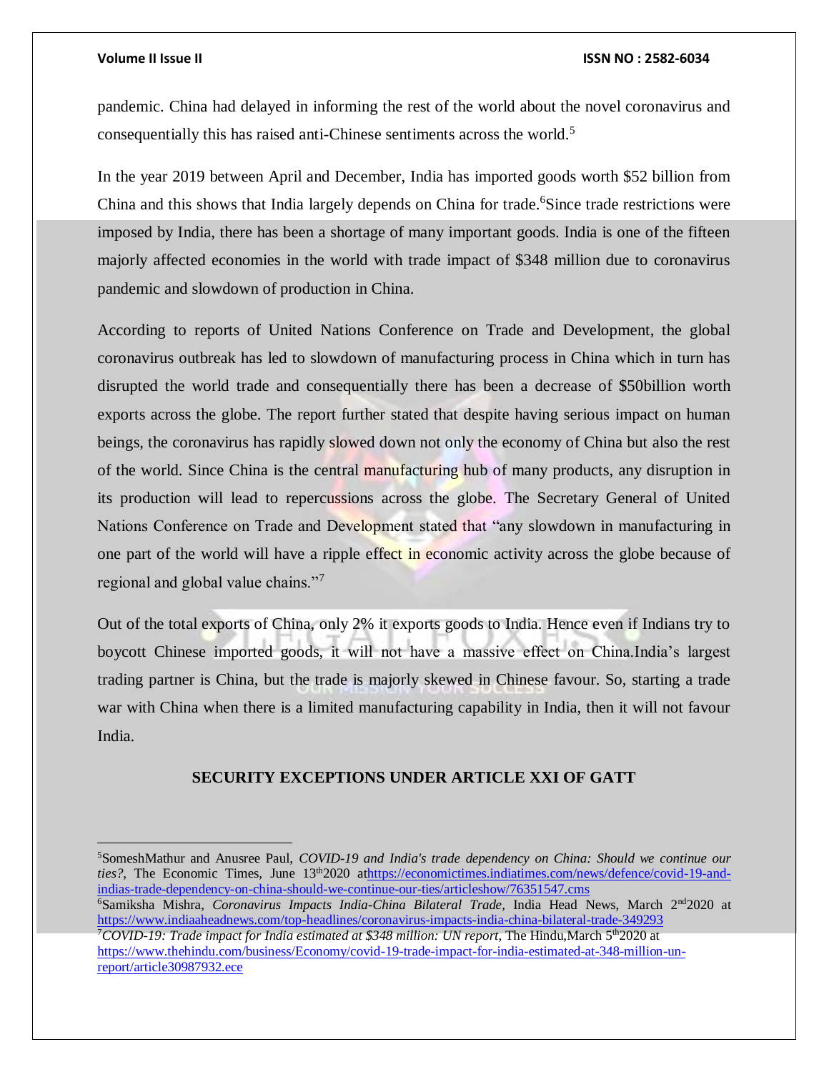pandemic. China had delayed in informing the rest of the world about the novel coronavirus and consequentially this has raised anti-Chinese sentiments across the world.[5]

In the year 2019 between April and December, India has imported goods worth $52 billion from China and this shows that India largely depends on China for trade.[6]Since trade restrictions were imposed by India, there has been a shortage of many important goods. India is one of the fifteen majorly affected economies in the world with trade impact of $348 million due to coronavirus pandemic and slowdown of production in China.

According to reports of United Nations Conference on Trade and Development, the global coronavirus outbreak has led to slowdown of manufacturing process in China which in turn has disrupted the world trade and consequentially there has been a decrease of $50billion worth exports across the globe. The report further stated that despite having serious impact on human beings, the coronavirus has rapidly slowed down not only the economy of China but also the rest of the world. Since China is the central manufacturing hub of many products, any disruption in its production will lead to repercussions across the globe. The Secretary General of United Nations Conference on Trade and Development stated that "any slowdown in manufacturing in one part of the world will have a ripple effect in economic activity across the globe because of regional and global value chains."[7]

Out of the total exports of China, only 2% it exports goods to India. Hence even if Indians try to boycott Chinese imported goods, it will not have a massive effect on China.India's largest trading partner is China, but the trade is majorly skewed in Chinese favour. So, starting a trade war with China when there is a limited manufacturing capability in India, then it will not favour India.

## SECURITY EXCEPTIONS UNDER ARTICLE XXI OF GATT

---

[5]SomeshMathur and Anusree Paul, *COVID-19 and India's trade dependency on China: Should we continue our ties?*, The Economic Times, June 13th2020 at https://economictimes.indiatimes.com/news/defence/covid-19-and-indias-trade-dependency-on-china-should-we-continue-our-ties/articleshow/76351547.cms

[6]Samiksha Mishra, *Coronavirus Impacts India-China Bilateral Trade,* India Head News, March 2nd2020 at https://www.indiaaheadnews.com/top-headlines/coronavirus-impacts-india-china-bilateral-trade-349293

[7]*COVID-19: Trade impact for India estimated at $348 million: UN report,* The Hindu,March 5th2020 at https://www.thehindu.com/business/Economy/covid-19-trade-impact-for-india-estimated-at-348-million-un-report/article30987932.ece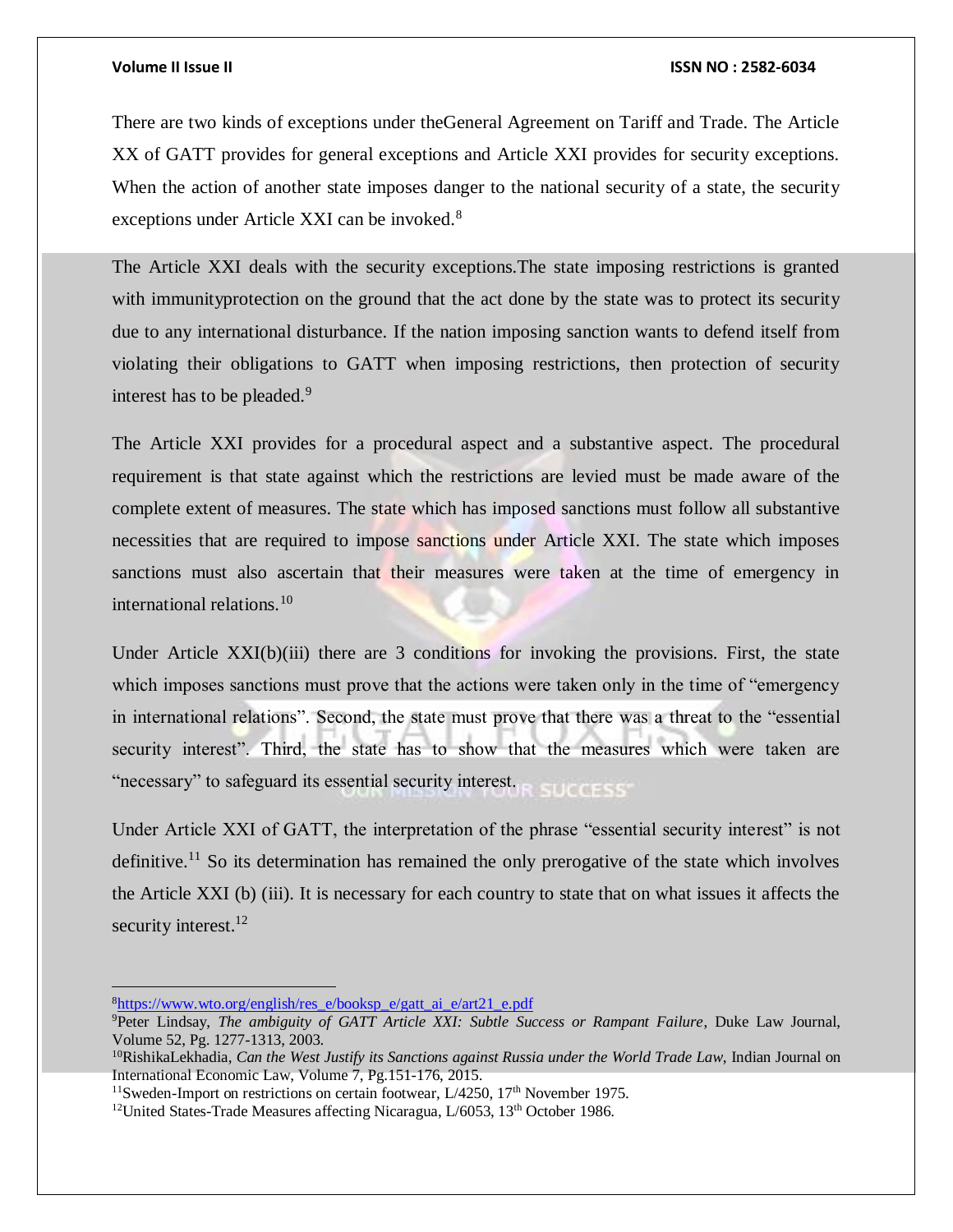There are two kinds of exceptions under theGeneral Agreement on Tariff and Trade. The Article XX of GATT provides for general exceptions and Article XXI provides for security exceptions. When the action of another state imposes danger to the national security of a state, the security exceptions under Article XXI can be invoked.[8]

The Article XXI deals with the security exceptions.The state imposing restrictions is granted with immunityprotection on the ground that the act done by the state was to protect its security due to any international disturbance. If the nation imposing sanction wants to defend itself from violating their obligations to GATT when imposing restrictions, then protection of security interest has to be pleaded.[9]

The Article XXI provides for a procedural aspect and a substantive aspect. The procedural requirement is that state against which the restrictions are levied must be made aware of the complete extent of measures. The state which has imposed sanctions must follow all substantive necessities that are required to impose sanctions under Article XXI. The state which imposes sanctions must also ascertain that their measures were taken at the time of emergency in international relations.[10]

Under Article XXI(b)(iii) there are 3 conditions for invoking the provisions. First, the state which imposes sanctions must prove that the actions were taken only in the time of "emergency in international relations". Second, the state must prove that there was a threat to the "essential security interest". Third, the state has to show that the measures which were taken are "necessary" to safeguard its essential security interest.

Under Article XXI of GATT, the interpretation of the phrase "essential security interest" is not definitive.[11] So its determination has remained the only prerogative of the state which involves the Article XXI (b) (iii). It is necessary for each country to state that on what issues it affects the security interest.[12]

---

[8] https://www.wto.org/english/res_e/booksp_e/gatt_ai_e/art21_e.pdf

[9] Peter Lindsay, *The ambiguity of GATT Article XXI: Subtle Success or Rampant Failure*, Duke Law Journal, Volume 52, Pg. 1277-1313, 2003.

[10] RishikaLekhadia, *Can the West Justify its Sanctions against Russia under the World Trade Law*, Indian Journal on International Economic Law, Volume 7, Pg.151-176, 2015.

[11] Sweden-Import on restrictions on certain footwear, L/4250, 17th November 1975.

[12] United States-Trade Measures affecting Nicaragua, L/6053, 13th October 1986.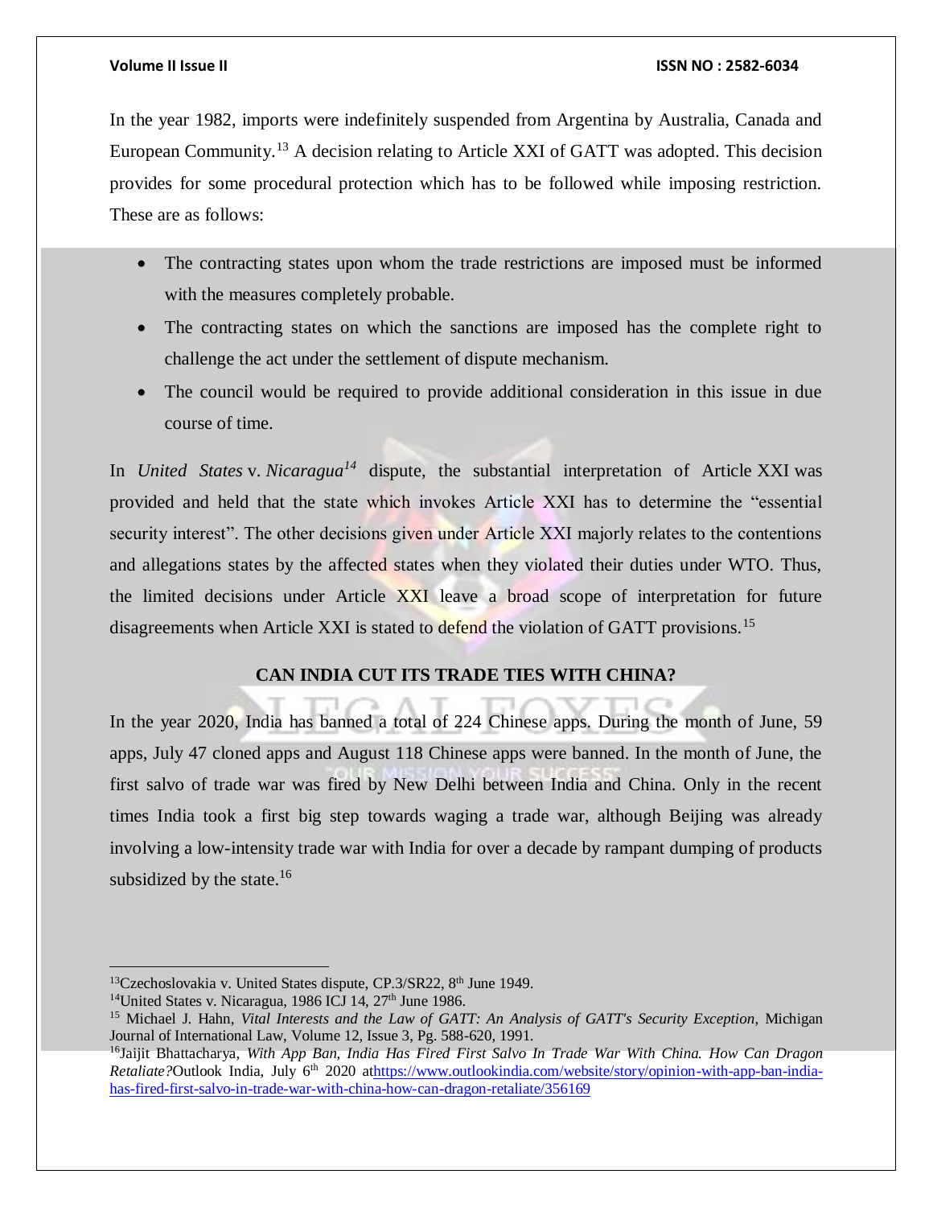In the year 1982, imports were indefinitely suspended from Argentina by Australia, Canada and European Community.[13] A decision relating to Article XXI of GATT was adopted. This decision provides for some procedural protection which has to be followed while imposing restriction. These are as follows:

- The contracting states upon whom the trade restrictions are imposed must be informed with the measures completely probable.
- The contracting states on which the sanctions are imposed has the complete right to challenge the act under the settlement of dispute mechanism.
- The council would be required to provide additional consideration in this issue in due course of time.

In *United States* v. *Nicaragua*[14] dispute, the substantial interpretation of Article XXI was provided and held that the state which invokes Article XXI has to determine the "essential security interest". The other decisions given under Article XXI majorly relates to the contentions and allegations states by the affected states when they violated their duties under WTO. Thus, the limited decisions under Article XXI leave a broad scope of interpretation for future disagreements when Article XXI is stated to defend the violation of GATT provisions.[15]

## CAN INDIA CUT ITS TRADE TIES WITH CHINA?

In the year 2020, India has banned a total of 224 Chinese apps. During the month of June, 59 apps, July 47 cloned apps and August 118 Chinese apps were banned. In the month of June, the first salvo of trade war was fired by New Delhi between India and China. Only in the recent times India took a first big step towards waging a trade war, although Beijing was already involving a low-intensity trade war with India for over a decade by rampant dumping of products subsidized by the state.[16]

---

[13] Czechoslovakia v. United States dispute, CP.3/SR22, 8th June 1949.

[14] United States v. Nicaragua, 1986 ICJ 14, 27th June 1986.

[15] Michael J. Hahn, *Vital Interests and the Law of GATT: An Analysis of GATT's Security Exception*, Michigan Journal of International Law, Volume 12, Issue 3, Pg. 588-620, 1991.

[16] Jaijit Bhattacharya, *With App Ban, India Has Fired First Salvo In Trade War With China. How Can Dragon Retaliate?* Outlook India, July 6th 2020 at https://www.outlookindia.com/website/story/opinion-with-app-ban-india-has-fired-first-salvo-in-trade-war-with-china-how-can-dragon-retaliate/356169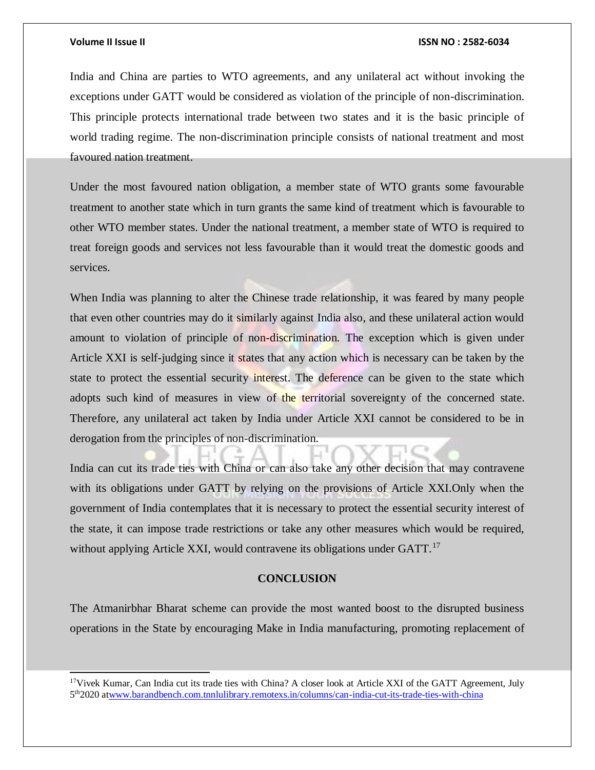India and China are parties to WTO agreements, and any unilateral act without invoking the exceptions under GATT would be considered as violation of the principle of non-discrimination. This principle protects international trade between two states and it is the basic principle of world trading regime. The non-discrimination principle consists of national treatment and most favoured nation treatment.

Under the most favoured nation obligation, a member state of WTO grants some favourable treatment to another state which in turn grants the same kind of treatment which is favourable to other WTO member states. Under the national treatment, a member state of WTO is required to treat foreign goods and services not less favourable than it would treat the domestic goods and services.

When India was planning to alter the Chinese trade relationship, it was feared by many people that even other countries may do it similarly against India also, and these unilateral action would amount to violation of principle of non-discrimination. The exception which is given under Article XXI is self-judging since it states that any action which is necessary can be taken by the state to protect the essential security interest. The deference can be given to the state which adopts such kind of measures in view of the territorial sovereignty of the concerned state. Therefore, any unilateral act taken by India under Article XXI cannot be considered to be in derogation from the principles of non-discrimination.

India can cut its trade ties with China or can also take any other decision that may contravene with its obligations under GATT by relying on the provisions of Article XXI.Only when the government of India contemplates that it is necessary to protect the essential security interest of the state, it can impose trade restrictions or take any other measures which would be required, without applying Article XXI, would contravene its obligations under GATT.[17]

## CONCLUSION

The Atmanirbhar Bharat scheme can provide the most wanted boost to the disrupted business operations in the State by encouraging Make in India manufacturing, promoting replacement of

---

[17] Vivek Kumar, Can India cut its trade ties with China? A closer look at Article XXI of the GATT Agreement, July 5th 2020 at www.barandbench.com.tnnlulibrary.remotexs.in/columns/can-india-cut-its-trade-ties-with-china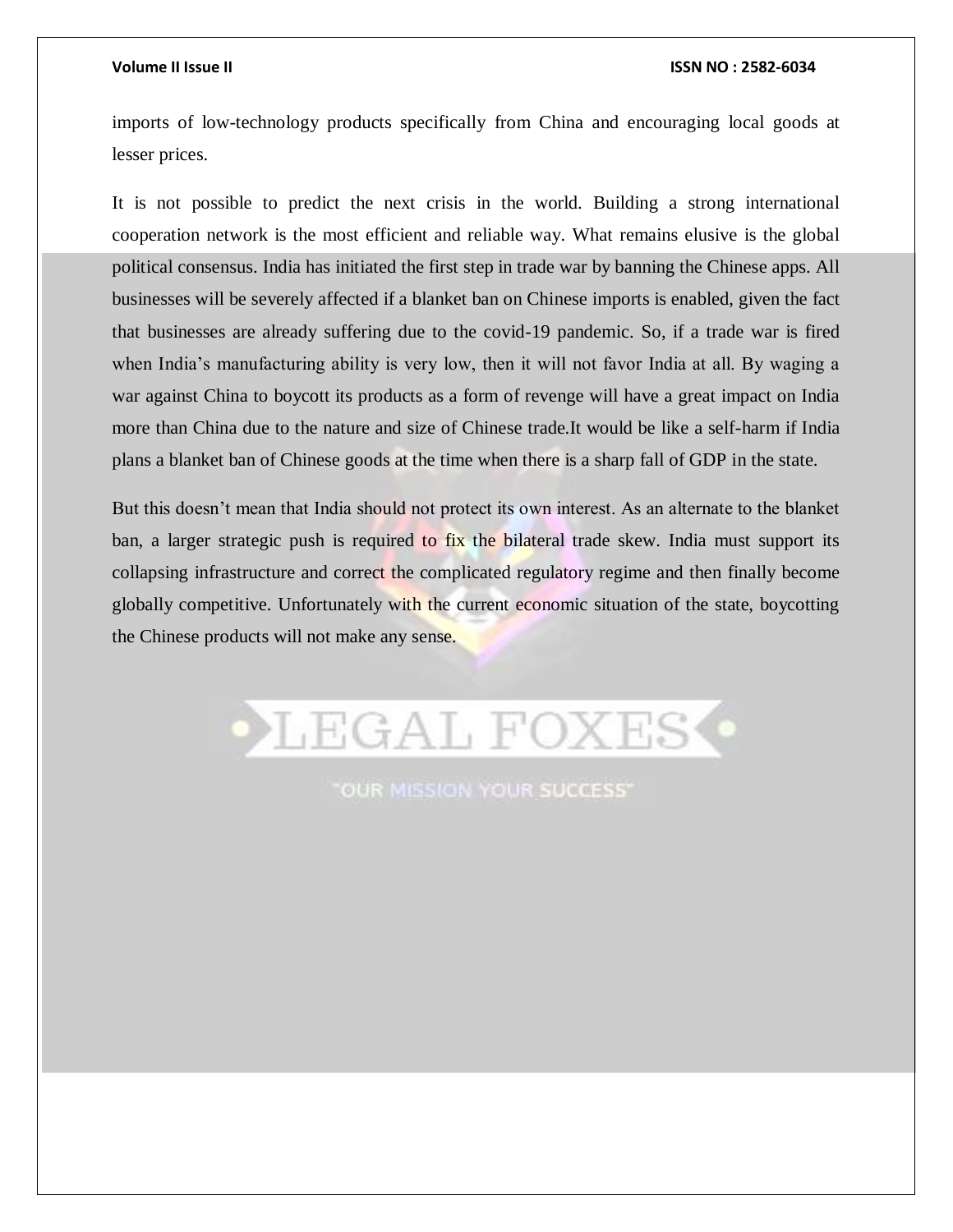imports of low-technology products specifically from China and encouraging local goods at lesser prices.

It is not possible to predict the next crisis in the world. Building a strong international cooperation network is the most efficient and reliable way. What remains elusive is the global political consensus. India has initiated the first step in trade war by banning the Chinese apps. All businesses will be severely affected if a blanket ban on Chinese imports is enabled, given the fact that businesses are already suffering due to the covid-19 pandemic. So, if a trade war is fired when India's manufacturing ability is very low, then it will not favor India at all. By waging a war against China to boycott its products as a form of revenge will have a great impact on India more than China due to the nature and size of Chinese trade.It would be like a self-harm if India plans a blanket ban of Chinese goods at the time when there is a sharp fall of GDP in the state.

But this doesn't mean that India should not protect its own interest. As an alternate to the blanket ban, a larger strategic push is required to fix the bilateral trade skew. India must support its collapsing infrastructure and correct the complicated regulatory regime and then finally become globally competitive. Unfortunately with the current economic situation of the state, boycotting the Chinese products will not make any sense.